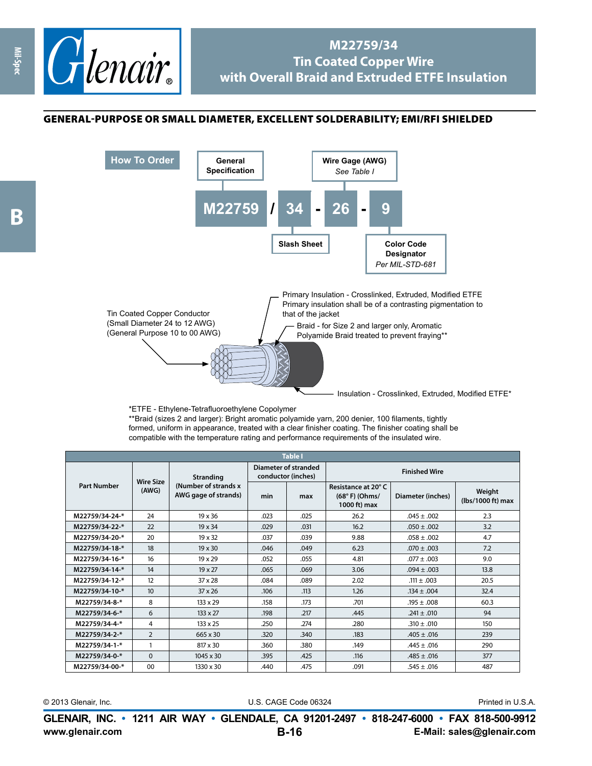# M22759/34
# Tin Coated Copper Wire
# with Overall Braid and Extruded ETFE Insulation

## GENERAL-PURPOSE OR SMALL DIAMETER, EXCELLENT SOLDERABILITY; EMI/RFI SHIELDED

### How To Order

M22759 / 34 - 26 - 9

- **General Specification**: M22759
- **Slash Sheet**: 34
- **Wire Gage (AWG)**: 26 — *See Table I*
- **Color Code Designator**: 9 — *Per MIL-STD-681*

Tin Coated Copper Conductor
(Small Diameter 24 to 12 AWG)
(General Purpose 10 to 00 AWG)

Primary Insulation - Crosslinked, Extruded, Modified ETFE
Primary insulation shall be of a contrasting pigmentation to that of the jacket

Braid - for Size 2 and larger only, Aromatic Polyamide Braid treated to prevent fraying**

Insulation - Crosslinked, Extruded, Modified ETFE*

*ETFE - Ethylene-Tetrafluoroethylene Copolymer
**Braid (sizes 2 and larger): Bright aromatic polyamide yarn, 200 denier, 100 filaments, tightly formed, uniform in appearance, treated with a clear finisher coating. The finisher coating shall be compatible with the temperature rating and performance requirements of the insulated wire.

**Table I**

| Part Number | Wire Size (AWG) | Stranding (Number of strands x AWG gage of strands) | Diameter of stranded conductor (inches) | | Finished Wire | | |
|---|---|---|---|---|---|---|---|
| | | | min | max | Resistance at 20° C (68° F) (Ohms/ 1000 ft) max | Diameter (inches) | Weight (lbs/1000 ft) max |
| M22759/34-24-* | 24 | 19 x 36 | .023 | .025 | 26.2 | .045 ± .002 | 2.3 |
| M22759/34-22-* | 22 | 19 x 34 | .029 | .031 | 16.2 | .050 ± .002 | 3.2 |
| M22759/34-20-* | 20 | 19 x 32 | .037 | .039 | 9.88 | .058 ± .002 | 4.7 |
| M22759/34-18-* | 18 | 19 x 30 | .046 | .049 | 6.23 | .070 ± .003 | 7.2 |
| M22759/34-16-* | 16 | 19 x 29 | .052 | .055 | 4.81 | .077 ± .003 | 9.0 |
| M22759/34-14-* | 14 | 19 x 27 | .065 | .069 | 3.06 | .094 ± .003 | 13.8 |
| M22759/34-12-* | 12 | 37 x 28 | .084 | .089 | 2.02 | .111 ± .003 | 20.5 |
| M22759/34-10-* | 10 | 37 x 26 | .106 | .113 | 1.26 | .134 ± .004 | 32.4 |
| M22759/34-8-* | 8 | 133 x 29 | .158 | .173 | .701 | .195 ± .008 | 60.3 |
| M22759/34-6-* | 6 | 133 x 27 | .198 | .217 | .445 | .241 ± .010 | 94 |
| M22759/34-4-* | 4 | 133 x 25 | .250 | .274 | .280 | .310 ± .010 | 150 |
| M22759/34-2-* | 2 | 665 x 30 | .320 | .340 | .183 | .405 ± .016 | 239 |
| M22759/34-1-* | 1 | 817 x 30 | .360 | .380 | .149 | .445 ± .016 | 290 |
| M22759/34-0-* | 0 | 1045 x 30 | .395 | .425 | .116 | .485 ± .016 | 377 |
| M22759/34-00-* | 00 | 1330 x 30 | .440 | .475 | .091 | .545 ± .016 | 487 |

© 2013 Glenair, Inc. U.S. CAGE Code 06324 Printed in U.S.A.

**GLENAIR, INC. • 1211 AIR WAY • GLENDALE, CA 91201-2497 • 818-247-6000 • FAX 818-500-9912**
**www.glenair.com** **E-Mail: sales@glenair.com**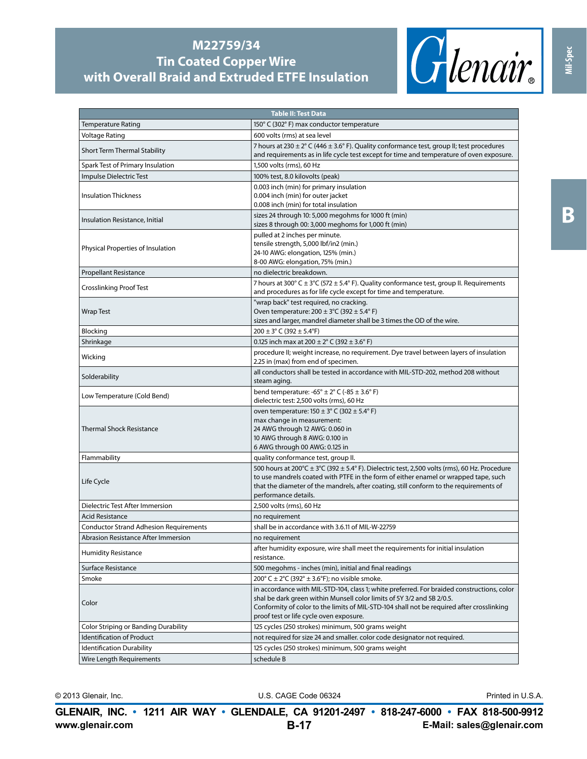# M22759/34 Tin Coated Copper Wire with Overall Braid and Extruded ETFE Insulation

| Table II: Test Data | |
|---|---|
| Temperature Rating | 150° C (302° F) max conductor temperature |
| Voltage Rating | 600 volts (rms) at sea level |
| Short Term Thermal Stability | 7 hours at 230 ± 2° C (446 ± 3.6° F). Quality conformance test, group II; test procedures and requirements as in life cycle test except for time and temperature of oven exposure. |
| Spark Test of Primary Insulation | 1,500 volts (rms), 60 Hz |
| Impulse Dielectric Test | 100% test, 8.0 kilovolts (peak) |
| Insulation Thickness | 0.003 inch (min) for primary insulation<br>0.004 inch (min) for outer jacket<br>0.008 inch (min) for total insulation |
| Insulation Resistance, Initial | sizes 24 through 10: 5,000 megohms for 1000 ft (min)<br>sizes 8 through 00: 3,000 meghoms for 1,000 ft (min) |
| Physical Properties of Insulation | pulled at 2 inches per minute.<br>tensile strength, 5,000 lbf/in2 (min.)<br>24-10 AWG: elongation, 125% (min.)<br>8-00 AWG: elongation, 75% (min.) |
| Propellant Resistance | no dielectric breakdown. |
| Crosslinking Proof Test | 7 hours at 300° C ± 3°C (572 ± 5.4° F). Quality conformance test, group II. Requirements and procedures as for life cycle except for time and temperature. |
| Wrap Test | "wrap back" test required, no cracking.<br>Oven temperature: 200 ± 3°C (392 ± 5.4° F)<br>sizes and larger, mandrel diameter shall be 3 times the OD of the wire. |
| Blocking | 200 ± 3° C (392 ± 5.4°F) |
| Shrinkage | 0.125 inch max at 200 ± 2° C (392 ± 3.6° F) |
| Wicking | procedure II; weight increase, no requirement. Dye travel between layers of insulation 2.25 in (max) from end of specimen. |
| Solderability | all conductors shall be tested in accordance with MIL-STD-202, method 208 without steam aging. |
| Low Temperature (Cold Bend) | bend temperature: -65° ± 2° C (-85 ± 3.6° F)<br>dielectric test: 2,500 volts (rms), 60 Hz |
| Thermal Shock Resistance | oven temperature: 150 ± 3° C (302 ± 5.4° F)<br>max change in measurement:<br>24 AWG through 12 AWG: 0.060 in<br>10 AWG through 8 AWG: 0.100 in<br>6 AWG through 00 AWG: 0.125 in |
| Flammability | quality conformance test, group II. |
| Life Cycle | 500 hours at 200°C ± 3°C (392 ± 5.4° F). Dielectric test, 2,500 volts (rms), 60 Hz. Procedure to use mandrels coated with PTFE in the form of either enamel or wrapped tape, such that the diameter of the mandrels, after coating, still conform to the requirements of performance details. |
| Dielectric Test After Immersion | 2,500 volts (rms), 60 Hz |
| Acid Resistance | no requirement |
| Conductor Strand Adhesion Requirements | shall be in accordance with 3.6.11 of MIL-W-22759 |
| Abrasion Resistance After Immersion | no requirement |
| Humidity Resistance | after humidity exposure, wire shall meet the requirements for initial insulation resistance. |
| Surface Resistance | 500 megohms - inches (min), initial and final readings |
| Smoke | 200° C ± 2°C (392° ± 3.6°F); no visible smoke. |
| Color | in accordance with MIL-STD-104, class 1; white preferred. For braided constructions, color shal be dark green within Munsell color limits of 5Y 3/2 and 5B 2/0.5.<br>Conformity of color to the limits of MIL-STD-104 shall not be required after crosslinking proof test or life cycle oven exposure. |
| Color Striping or Banding Durability | 125 cycles (250 strokes) minimum, 500 grams weight |
| Identification of Product | not required for size 24 and smaller. color code designator not required. |
| Identification Durability | 125 cycles (250 strokes) minimum, 500 grams weight |
| Wire Length Requirements | schedule B |

© 2013 Glenair, Inc. U.S. CAGE Code 06324 Printed in U.S.A.

GLENAIR, INC. • 1211 AIR WAY • GLENDALE, CA 91201-2497 • 818-247-6000 • FAX 818-500-9912
www.glenair.com E-Mail: sales@glenair.com